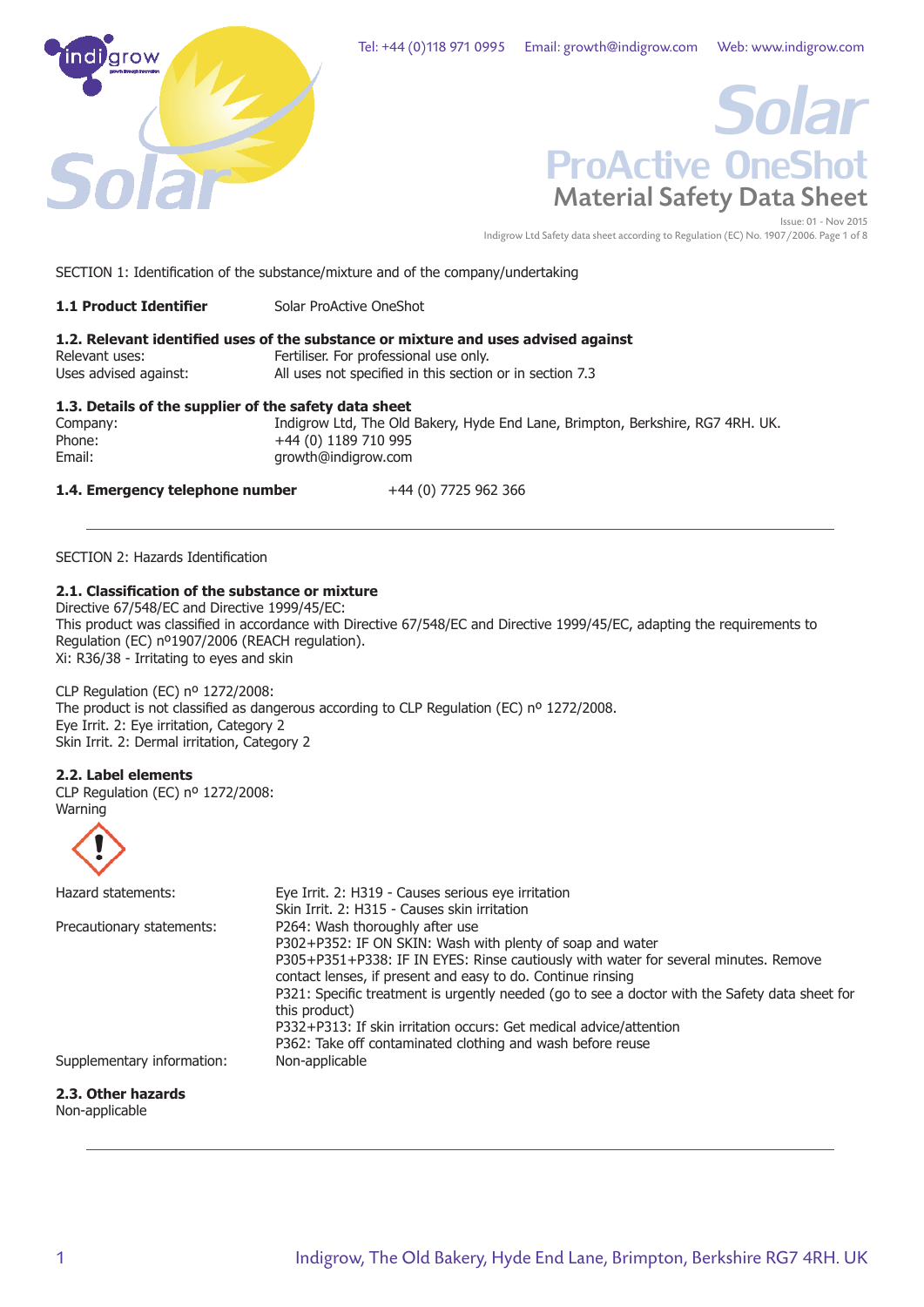# Solar ProActive OneShot

## Material Safety Data Sheet

Issue: 01 - Nov 2015

Indigrow Ltd Safety data sheet according to Regulation (EC) No. 1907/2006.

SECTION 1: Identification of the substance/mixture and of the company/undertaking

**1.1 Product Identifier** Solar ProActive OneShot

**1.2. Relevant identified uses of the substance or mixture and uses advised against**

| | |
|---|---|
| Relevant uses: | Fertiliser. For professional use only. |
| Uses advised against: | All uses not specified in this section or in section 7.3 |

**1.3. Details of the supplier of the safety data sheet**

| | |
|---|---|
| Company: | Indigrow Ltd, The Old Bakery, Hyde End Lane, Brimpton, Berkshire, RG7 4RH. UK. |
| Phone: | +44 (0) 1189 710 995 |
| Email: | growth@indigrow.com |

**1.4. Emergency telephone number** +44 (0) 7725 962 366

---

SECTION 2: Hazards Identification

**2.1. Classification of the substance or mixture**

Directive 67/548/EC and Directive 1999/45/EC:

This product was classified in accordance with Directive 67/548/EC and Directive 1999/45/EC, adapting the requirements to Regulation (EC) nº1907/2006 (REACH regulation).

Xi: R36/38 - Irritating to eyes and skin

CLP Regulation (EC) nº 1272/2008:

The product is not classified as dangerous according to CLP Regulation (EC) nº 1272/2008.

Eye Irrit. 2: Eye irritation, Category 2

Skin Irrit. 2: Dermal irritation, Category 2

**2.2. Label elements**

CLP Regulation (EC) nº 1272/2008:

Warning

| | |
|---|---|
| Hazard statements: | Eye Irrit. 2: H319 - Causes serious eye irritation<br>Skin Irrit. 2: H315 - Causes skin irritation |
| Precautionary statements: | P264: Wash thoroughly after use<br>P302+P352: IF ON SKIN: Wash with plenty of soap and water<br>P305+P351+P338: IF IN EYES: Rinse cautiously with water for several minutes. Remove contact lenses, if present and easy to do. Continue rinsing<br>P321: Specific treatment is urgently needed (go to see a doctor with the Safety data sheet for this product)<br>P332+P313: If skin irritation occurs: Get medical advice/attention<br>P362: Take off contaminated clothing and wash before reuse |
| Supplementary information: | Non-applicable |

**2.3. Other hazards**

Non-applicable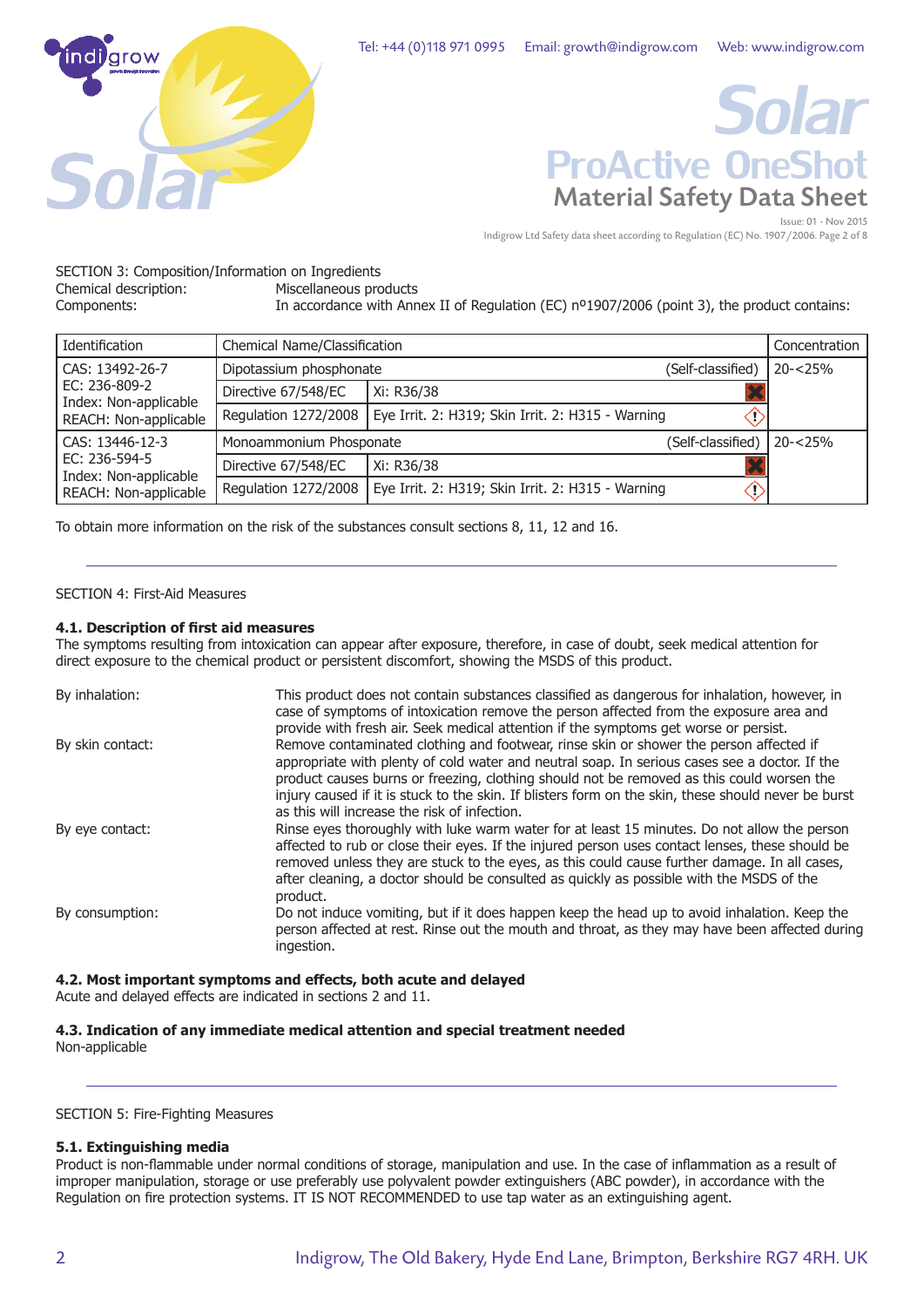SECTION 3: Composition/Information on Ingredients

Chemical description: Miscellaneous products

Components: In accordance with Annex II of Regulation (EC) nº1907/2006 (point 3), the product contains:

| Identification | Chemical Name/Classification | | Concentration |
|---|---|---|---|
| CAS: 13492-26-7<br>EC: 236-809-2<br>Index: Non-applicable<br>REACH: Non-applicable | Dipotassium phosphonate | (Self-classified) | 20-<25% |
| | Directive 67/548/EC | Xi: R36/38 | |
| | Regulation 1272/2008 | Eye Irrit. 2: H319; Skin Irrit. 2: H315 - Warning | |
| CAS: 13446-12-3<br>EC: 236-594-5<br>Index: Non-applicable<br>REACH: Non-applicable | Monoammonium Phosponate | (Self-classified) | 20-<25% |
| | Directive 67/548/EC | Xi: R36/38 | |
| | Regulation 1272/2008 | Eye Irrit. 2: H319; Skin Irrit. 2: H315 - Warning | |

To obtain more information on the risk of the substances consult sections 8, 11, 12 and 16.

SECTION 4: First-Aid Measures

**4.1. Description of first aid measures**

The symptoms resulting from intoxication can appear after exposure, therefore, in case of doubt, seek medical attention for direct exposure to the chemical product or persistent discomfort, showing the MSDS of this product.

By inhalation: This product does not contain substances classified as dangerous for inhalation, however, in case of symptoms of intoxication remove the person affected from the exposure area and provide with fresh air. Seek medical attention if the symptoms get worse or persist.

By skin contact: Remove contaminated clothing and footwear, rinse skin or shower the person affected if appropriate with plenty of cold water and neutral soap. In serious cases see a doctor. If the product causes burns or freezing, clothing should not be removed as this could worsen the injury caused if it is stuck to the skin. If blisters form on the skin, these should never be burst as this will increase the risk of infection.

By eye contact: Rinse eyes thoroughly with luke warm water for at least 15 minutes. Do not allow the person affected to rub or close their eyes. If the injured person uses contact lenses, these should be removed unless they are stuck to the eyes, as this could cause further damage. In all cases, after cleaning, a doctor should be consulted as quickly as possible with the MSDS of the product.

By consumption: Do not induce vomiting, but if it does happen keep the head up to avoid inhalation. Keep the person affected at rest. Rinse out the mouth and throat, as they may have been affected during ingestion.

**4.2. Most important symptoms and effects, both acute and delayed**

Acute and delayed effects are indicated in sections 2 and 11.

**4.3. Indication of any immediate medical attention and special treatment needed**

Non-applicable

SECTION 5: Fire-Fighting Measures

**5.1. Extinguishing media**

Product is non-flammable under normal conditions of storage, manipulation and use. In the case of inflammation as a result of improper manipulation, storage or use preferably use polyvalent powder extinguishers (ABC powder), in accordance with the Regulation on fire protection systems. IT IS NOT RECOMMENDED to use tap water as an extinguishing agent.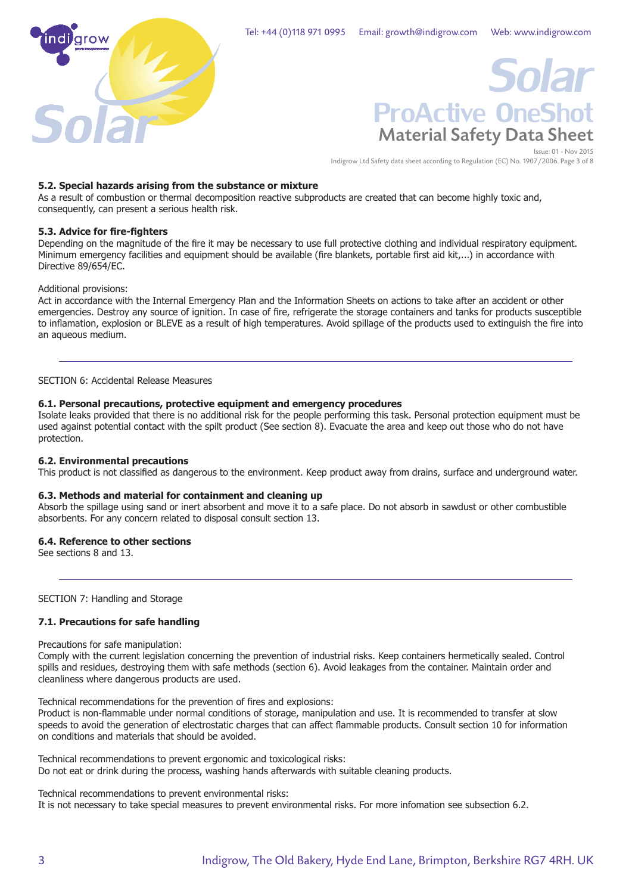#### 5.2. Special hazards arising from the substance or mixture

As a result of combustion or thermal decomposition reactive subproducts are created that can become highly toxic and, consequently, can present a serious health risk.

#### 5.3. Advice for fire-fighters

Depending on the magnitude of the fire it may be necessary to use full protective clothing and individual respiratory equipment. Minimum emergency facilities and equipment should be available (fire blankets, portable first aid kit,...) in accordance with Directive 89/654/EC.

Additional provisions:
Act in accordance with the Internal Emergency Plan and the Information Sheets on actions to take after an accident or other emergencies. Destroy any source of ignition. In case of fire, refrigerate the storage containers and tanks for products susceptible to inflamation, explosion or BLEVE as a result of high temperatures. Avoid spillage of the products used to extinguish the fire into an aqueous medium.

---

## SECTION 6: Accidental Release Measures

#### 6.1. Personal precautions, protective equipment and emergency procedures

Isolate leaks provided that there is no additional risk for the people performing this task. Personal protection equipment must be used against potential contact with the spilt product (See section 8). Evacuate the area and keep out those who do not have protection.

#### 6.2. Environmental precautions

This product is not classified as dangerous to the environment. Keep product away from drains, surface and underground water.

#### 6.3. Methods and material for containment and cleaning up

Absorb the spillage using sand or inert absorbent and move it to a safe place. Do not absorb in sawdust or other combustible absorbents. For any concern related to disposal consult section 13.

#### 6.4. Reference to other sections

See sections 8 and 13.

---

## SECTION 7: Handling and Storage

#### 7.1. Precautions for safe handling

Precautions for safe manipulation:
Comply with the current legislation concerning the prevention of industrial risks. Keep containers hermetically sealed. Control spills and residues, destroying them with safe methods (section 6). Avoid leakages from the container. Maintain order and cleanliness where dangerous products are used.

Technical recommendations for the prevention of fires and explosions:
Product is non-flammable under normal conditions of storage, manipulation and use. It is recommended to transfer at slow speeds to avoid the generation of electrostatic charges that can affect flammable products. Consult section 10 for information on conditions and materials that should be avoided.

Technical recommendations to prevent ergonomic and toxicological risks:
Do not eat or drink during the process, washing hands afterwards with suitable cleaning products.

Technical recommendations to prevent environmental risks:
It is not necessary to take special measures to prevent environmental risks. For more infomation see subsection 6.2.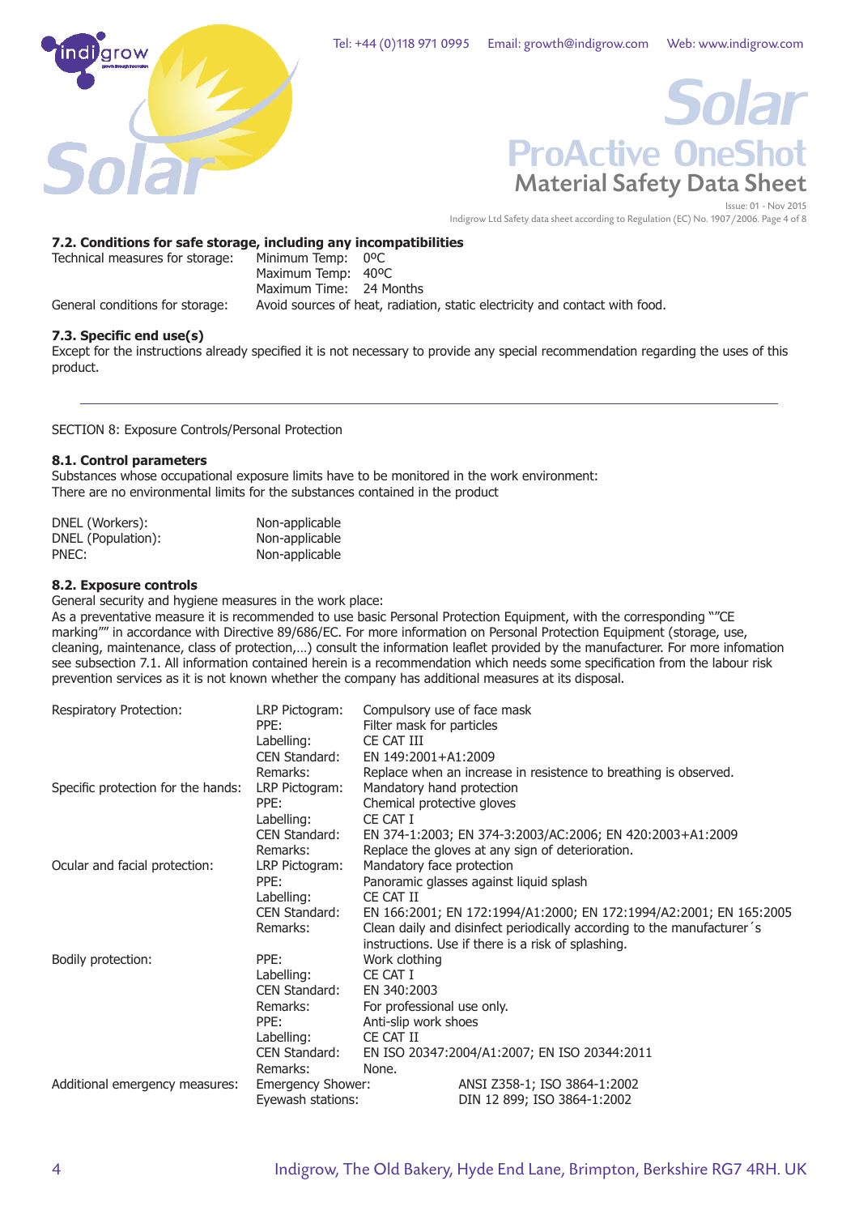### 7.2. Conditions for safe storage, including any incompatibilities

| | |
|---|---|
| Technical measures for storage: | Minimum Temp: 0ºC |
| | Maximum Temp: 40ºC |
| | Maximum Time: 24 Months |
| General conditions for storage: | Avoid sources of heat, radiation, static electricity and contact with food. |

### 7.3. Specific end use(s)

Except for the instructions already specified it is not necessary to provide any special recommendation regarding the uses of this product.

---

SECTION 8: Exposure Controls/Personal Protection

### 8.1. Control parameters

Substances whose occupational exposure limits have to be monitored in the work environment:
There are no environmental limits for the substances contained in the product

| | |
|---|---|
| DNEL (Workers): | Non-applicable |
| DNEL (Population): | Non-applicable |
| PNEC: | Non-applicable |

### 8.2. Exposure controls

General security and hygiene measures in the work place:
As a preventative measure it is recommended to use basic Personal Protection Equipment, with the corresponding ""CE marking"" in accordance with Directive 89/686/EC. For more information on Personal Protection Equipment (storage, use, cleaning, maintenance, class of protection,…) consult the information leaflet provided by the manufacturer. For more infomation see subsection 7.1. All information contained herein is a recommendation which needs some specification from the labour risk prevention services as it is not known whether the company has additional measures at its disposal.

| | | |
|---|---|---|
| Respiratory Protection: | LRP Pictogram: | Compulsory use of face mask |
| | PPE: | Filter mask for particles |
| | Labelling: | CE CAT III |
| | CEN Standard: | EN 149:2001+A1:2009 |
| | Remarks: | Replace when an increase in resistence to breathing is observed. |
| Specific protection for the hands: | LRP Pictogram: | Mandatory hand protection |
| | PPE: | Chemical protective gloves |
| | Labelling: | CE CAT I |
| | CEN Standard: | EN 374-1:2003; EN 374-3:2003/AC:2006; EN 420:2003+A1:2009 |
| | Remarks: | Replace the gloves at any sign of deterioration. |
| Ocular and facial protection: | LRP Pictogram: | Mandatory face protection |
| | PPE: | Panoramic glasses against liquid splash |
| | Labelling: | CE CAT II |
| | CEN Standard: | EN 166:2001; EN 172:1994/A1:2000; EN 172:1994/A2:2001; EN 165:2005 |
| | Remarks: | Clean daily and disinfect periodically according to the manufacturer´s instructions. Use if there is a risk of splashing. |
| Bodily protection: | PPE: | Work clothing |
| | Labelling: | CE CAT I |
| | CEN Standard: | EN 340:2003 |
| | Remarks: | For professional use only. |
| | PPE: | Anti-slip work shoes |
| | Labelling: | CE CAT II |
| | CEN Standard: | EN ISO 20347:2004/A1:2007; EN ISO 20344:2011 |
| | Remarks: | None. |
| Additional emergency measures: | Emergency Shower: | ANSI Z358-1; ISO 3864-1:2002 |
| | Eyewash stations: | DIN 12 899; ISO 3864-1:2002 |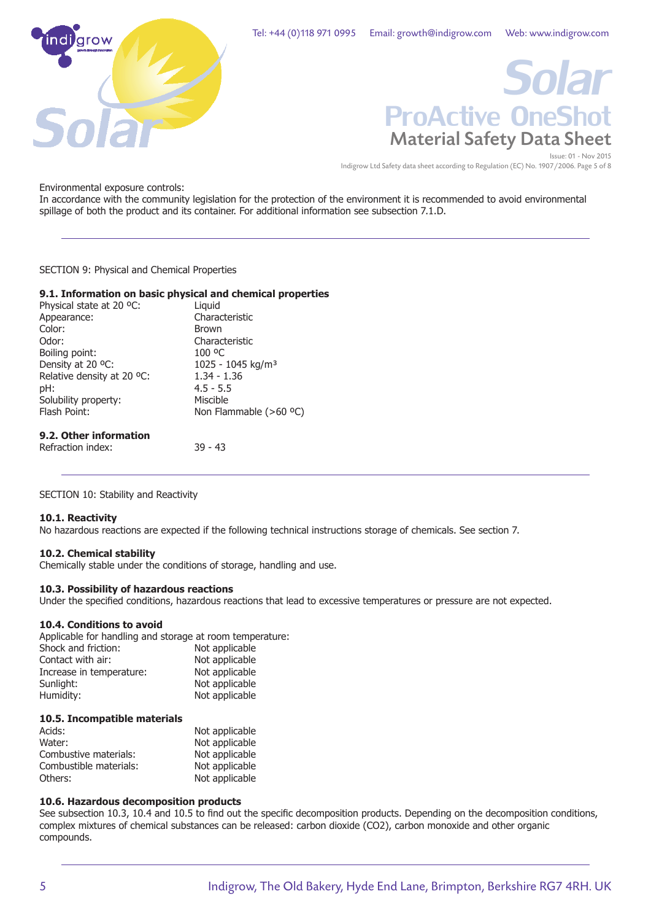Environmental exposure controls:
In accordance with the community legislation for the protection of the environment it is recommended to avoid environmental spillage of both the product and its container. For additional information see subsection 7.1.D.

---

## SECTION 9: Physical and Chemical Properties

### 9.1. Information on basic physical and chemical properties

| | |
|---|---|
| Physical state at 20 ºC: | Liquid |
| Appearance: | Characteristic |
| Color: | Brown |
| Odor: | Characteristic |
| Boiling point: | 100 ºC |
| Density at 20 ºC: | 1025 - 1045 kg/m³ |
| Relative density at 20 ºC: | 1.34 - 1.36 |
| pH: | 4.5 - 5.5 |
| Solubility property: | Miscible |
| Flash Point: | Non Flammable (>60 ºC) |

### 9.2. Other information

| | |
|---|---|
| Refraction index: | 39 - 43 |

---

## SECTION 10: Stability and Reactivity

### 10.1. Reactivity
No hazardous reactions are expected if the following technical instructions storage of chemicals. See section 7.

### 10.2. Chemical stability
Chemically stable under the conditions of storage, handling and use.

### 10.3. Possibility of hazardous reactions
Under the specified conditions, hazardous reactions that lead to excessive temperatures or pressure are not expected.

### 10.4. Conditions to avoid
Applicable for handling and storage at room temperature:

| | |
|---|---|
| Shock and friction: | Not applicable |
| Contact with air: | Not applicable |
| Increase in temperature: | Not applicable |
| Sunlight: | Not applicable |
| Humidity: | Not applicable |

### 10.5. Incompatible materials

| | |
|---|---|
| Acids: | Not applicable |
| Water: | Not applicable |
| Combustive materials: | Not applicable |
| Combustible materials: | Not applicable |
| Others: | Not applicable |

### 10.6. Hazardous decomposition products
See subsection 10.3, 10.4 and 10.5 to find out the specific decomposition products. Depending on the decomposition conditions, complex mixtures of chemical substances can be released: carbon dioxide ($CO_2$), carbon monoxide and other organic compounds.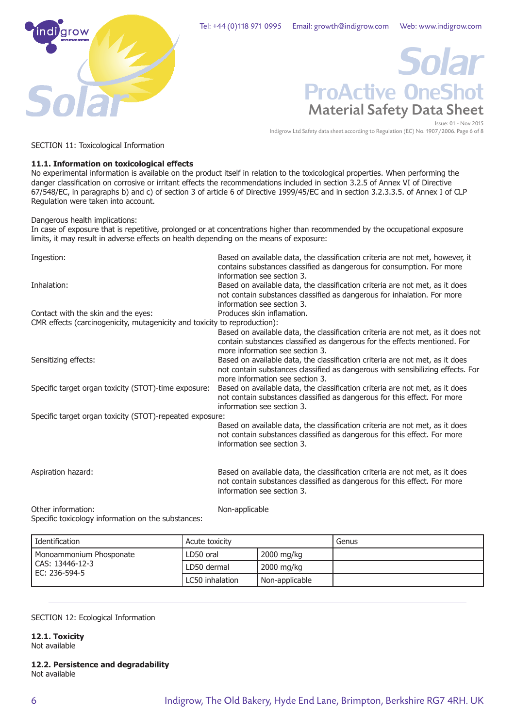SECTION 11: Toxicological Information

**11.1. Information on toxicological effects**

No experimental information is available on the product itself in relation to the toxicological properties. When performing the danger classification on corrosive or irritant effects the recommendations included in section 3.2.5 of Annex VI of Directive 67/548/EC, in paragraphs b) and c) of section 3 of article 6 of Directive 1999/45/EC and in section 3.2.3.3.5. of Annex I of CLP Regulation were taken into account.

Dangerous health implications:

In case of exposure that is repetitive, prolonged or at concentrations higher than recommended by the occupational exposure limits, it may result in adverse effects on health depending on the means of exposure:

Ingestion: Based on available data, the classification criteria are not met, however, it contains substances classified as dangerous for consumption. For more information see section 3.

Inhalation: Based on available data, the classification criteria are not met, as it does not contain substances classified as dangerous for inhalation. For more information see section 3.

Contact with the skin and the eyes: Produces skin inflamation.

CMR effects (carcinogenicity, mutagenicity and toxicity to reproduction): Based on available data, the classification criteria are not met, as it does not contain substances classified as dangerous for the effects mentioned. For more information see section 3.

Sensitizing effects: Based on available data, the classification criteria are not met, as it does not contain substances classified as dangerous with sensibilizing effects. For more information see section 3.

Specific target organ toxicity (STOT)-time exposure: Based on available data, the classification criteria are not met, as it does not contain substances classified as dangerous for this effect. For more information see section 3.

Specific target organ toxicity (STOT)-repeated exposure: Based on available data, the classification criteria are not met, as it does not contain substances classified as dangerous for this effect. For more information see section 3.

Aspiration hazard: Based on available data, the classification criteria are not met, as it does not contain substances classified as dangerous for this effect. For more information see section 3.

Other information: Non-applicable

Specific toxicology information on the substances:

| Identification | Acute toxicity | | Genus |
|---|---|---|---|
| Monoammonium Phosponate<br>CAS: 13446-12-3<br>EC: 236-594-5 | LD50 oral | 2000 mg/kg | |
| | LD50 dermal | 2000 mg/kg | |
| | LC50 inhalation | Non-applicable | |

SECTION 12: Ecological Information

**12.1. Toxicity**

Not available

**12.2. Persistence and degradability**

Not available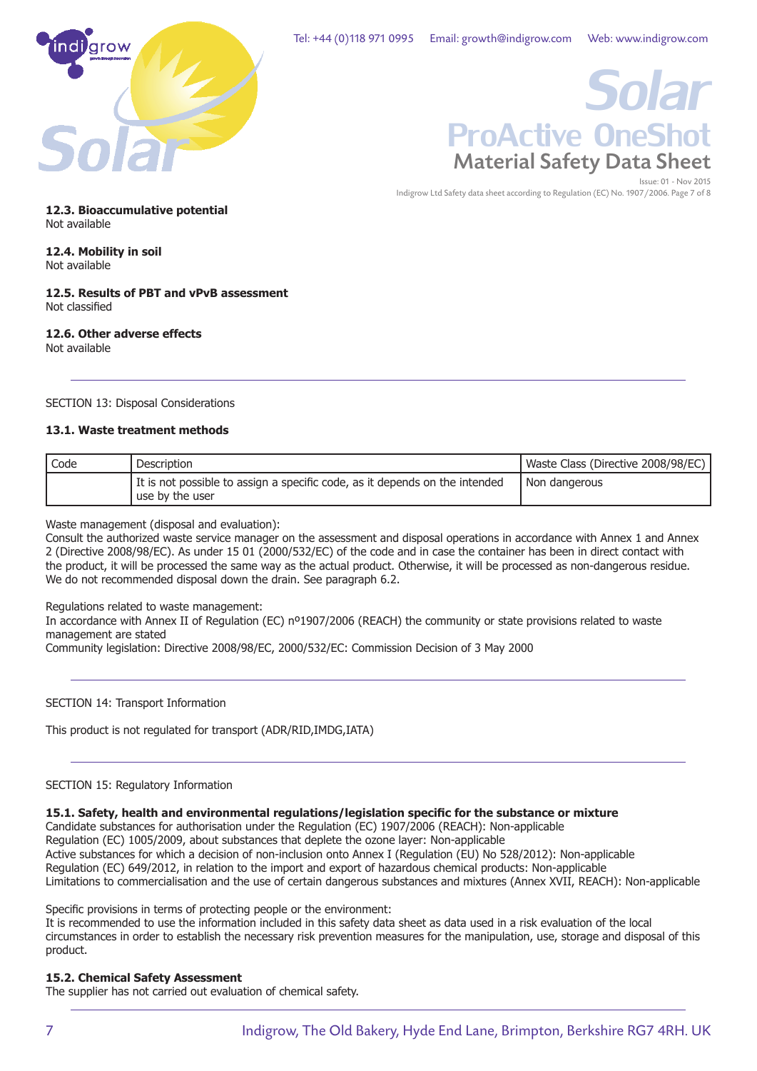### 12.3. Bioaccumulative potential

Not available

### 12.4. Mobility in soil

Not available

### 12.5. Results of PBT and vPvB assessment

Not classified

### 12.6. Other adverse effects

Not available

---

## SECTION 13: Disposal Considerations

### 13.1. Waste treatment methods

| Code | Description | Waste Class (Directive 2008/98/EC) |
|---|---|---|
| | It is not possible to assign a specific code, as it depends on the intended use by the user | Non dangerous |

Waste management (disposal and evaluation):
Consult the authorized waste service manager on the assessment and disposal operations in accordance with Annex 1 and Annex 2 (Directive 2008/98/EC). As under 15 01 (2000/532/EC) of the code and in case the container has been in direct contact with the product, it will be processed the same way as the actual product. Otherwise, it will be processed as non-dangerous residue. We do not recommended disposal down the drain. See paragraph 6.2.

Regulations related to waste management:
In accordance with Annex II of Regulation (EC) nº1907/2006 (REACH) the community or state provisions related to waste management are stated
Community legislation: Directive 2008/98/EC, 2000/532/EC: Commission Decision of 3 May 2000

---

## SECTION 14: Transport Information

This product is not regulated for transport (ADR/RID,IMDG,IATA)

---

## SECTION 15: Regulatory Information

### 15.1. Safety, health and environmental regulations/legislation specific for the substance or mixture

Candidate substances for authorisation under the Regulation (EC) 1907/2006 (REACH): Non-applicable
Regulation (EC) 1005/2009, about substances that deplete the ozone layer: Non-applicable
Active substances for which a decision of non-inclusion onto Annex I (Regulation (EU) No 528/2012): Non-applicable
Regulation (EC) 649/2012, in relation to the import and export of hazardous chemical products: Non-applicable
Limitations to commercialisation and the use of certain dangerous substances and mixtures (Annex XVII, REACH): Non-applicable

Specific provisions in terms of protecting people or the environment:
It is recommended to use the information included in this safety data sheet as data used in a risk evaluation of the local circumstances in order to establish the necessary risk prevention measures for the manipulation, use, storage and disposal of this product.

### 15.2. Chemical Safety Assessment

The supplier has not carried out evaluation of chemical safety.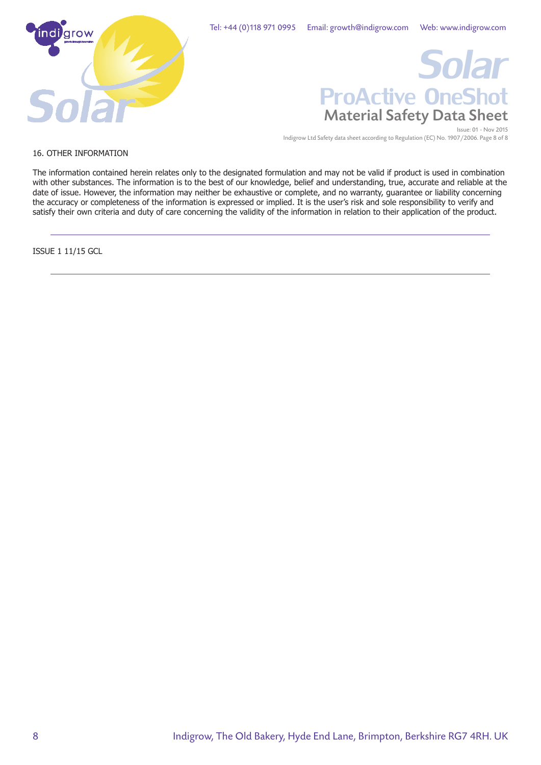## 16. OTHER INFORMATION

The information contained herein relates only to the designated formulation and may not be valid if product is used in combination with other substances. The information is to the best of our knowledge, belief and understanding, true, accurate and reliable at the date of issue. However, the information may neither be exhaustive or complete, and no warranty, guarantee or liability concerning the accuracy or completeness of the information is expressed or implied. It is the user's risk and sole responsibility to verify and satisfy their own criteria and duty of care concerning the validity of the information in relation to their application of the product.

---

ISSUE 1 11/15 GCL

---